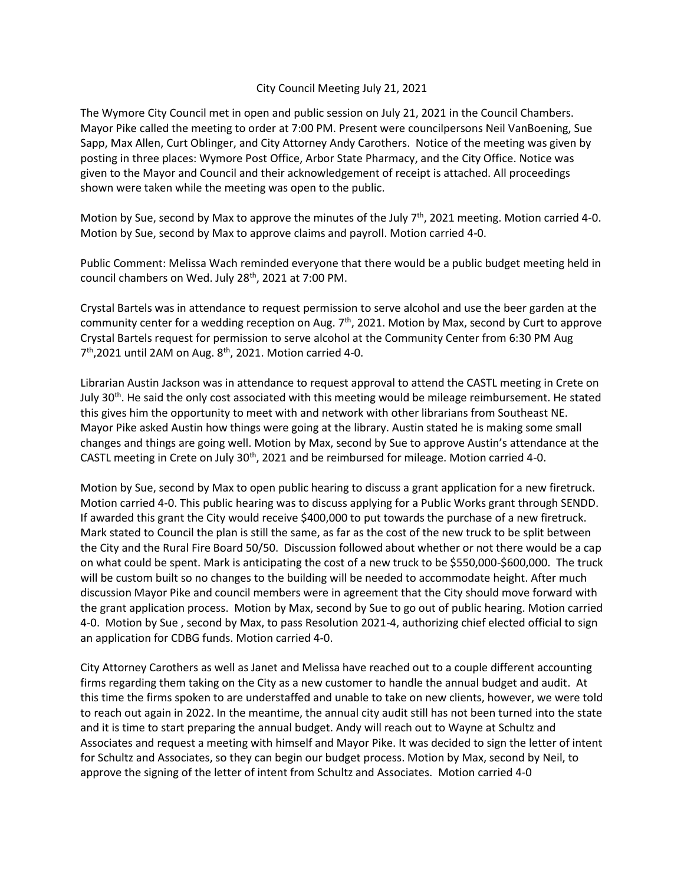City Council Meeting July 21, 2021

The Wymore City Council met in open and public session on July 21, 2021 in the Council Chambers. Mayor Pike called the meeting to order at 7:00 PM. Present were councilpersons Neil VanBoening, Sue Sapp, Max Allen, Curt Oblinger, and City Attorney Andy Carothers. Notice of the meeting was given by posting in three places: Wymore Post Office, Arbor State Pharmacy, and the City Office. Notice was given to the Mayor and Council and their acknowledgement of receipt is attached. All proceedings shown were taken while the meeting was open to the public.

Motion by Sue, second by Max to approve the minutes of the July 7th, 2021 meeting. Motion carried 4-0. Motion by Sue, second by Max to approve claims and payroll. Motion carried 4-0.

Public Comment: Melissa Wach reminded everyone that there would be a public budget meeting held in council chambers on Wed. July 28th, 2021 at 7:00 PM.

Crystal Bartels was in attendance to request permission to serve alcohol and use the beer garden at the community center for a wedding reception on Aug. 7th, 2021. Motion by Max, second by Curt to approve Crystal Bartels request for permission to serve alcohol at the Community Center from 6:30 PM Aug 7th,2021 until 2AM on Aug. 8th, 2021. Motion carried 4-0.

Librarian Austin Jackson was in attendance to request approval to attend the CASTL meeting in Crete on July 30th. He said the only cost associated with this meeting would be mileage reimbursement. He stated this gives him the opportunity to meet with and network with other librarians from Southeast NE. Mayor Pike asked Austin how things were going at the library. Austin stated he is making some small changes and things are going well. Motion by Max, second by Sue to approve Austin's attendance at the CASTL meeting in Crete on July 30th, 2021 and be reimbursed for mileage. Motion carried 4-0.

Motion by Sue, second by Max to open public hearing to discuss a grant application for a new firetruck. Motion carried 4-0. This public hearing was to discuss applying for a Public Works grant through SENDD. If awarded this grant the City would receive $400,000 to put towards the purchase of a new firetruck. Mark stated to Council the plan is still the same, as far as the cost of the new truck to be split between the City and the Rural Fire Board 50/50. Discussion followed about whether or not there would be a cap on what could be spent. Mark is anticipating the cost of a new truck to be $550,000-$600,000. The truck will be custom built so no changes to the building will be needed to accommodate height. After much discussion Mayor Pike and council members were in agreement that the City should move forward with the grant application process. Motion by Max, second by Sue to go out of public hearing. Motion carried 4-0. Motion by Sue , second by Max, to pass Resolution 2021-4, authorizing chief elected official to sign an application for CDBG funds. Motion carried 4-0.

City Attorney Carothers as well as Janet and Melissa have reached out to a couple different accounting firms regarding them taking on the City as a new customer to handle the annual budget and audit. At this time the firms spoken to are understaffed and unable to take on new clients, however, we were told to reach out again in 2022. In the meantime, the annual city audit still has not been turned into the state and it is time to start preparing the annual budget. Andy will reach out to Wayne at Schultz and Associates and request a meeting with himself and Mayor Pike. It was decided to sign the letter of intent for Schultz and Associates, so they can begin our budget process. Motion by Max, second by Neil, to approve the signing of the letter of intent from Schultz and Associates. Motion carried 4-0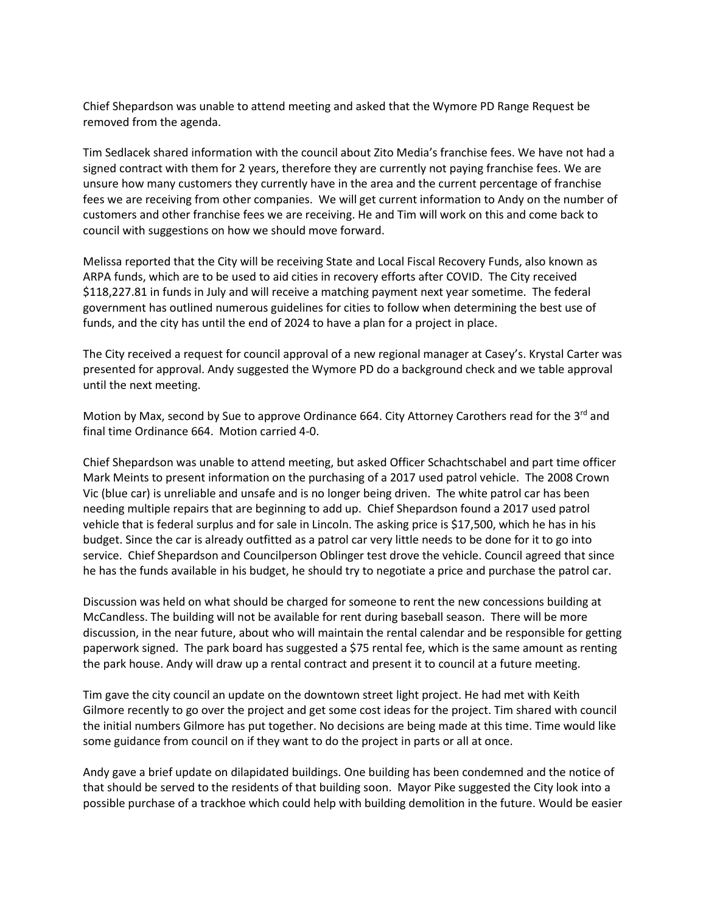Chief Shepardson was unable to attend meeting and asked that the Wymore PD Range Request be removed from the agenda.

Tim Sedlacek shared information with the council about Zito Media's franchise fees. We have not had a signed contract with them for 2 years, therefore they are currently not paying franchise fees. We are unsure how many customers they currently have in the area and the current percentage of franchise fees we are receiving from other companies. We will get current information to Andy on the number of customers and other franchise fees we are receiving. He and Tim will work on this and come back to council with suggestions on how we should move forward.

Melissa reported that the City will be receiving State and Local Fiscal Recovery Funds, also known as ARPA funds, which are to be used to aid cities in recovery efforts after COVID. The City received $118,227.81 in funds in July and will receive a matching payment next year sometime. The federal government has outlined numerous guidelines for cities to follow when determining the best use of funds, and the city has until the end of 2024 to have a plan for a project in place.

The City received a request for council approval of a new regional manager at Casey's. Krystal Carter was presented for approval. Andy suggested the Wymore PD do a background check and we table approval until the next meeting.

Motion by Max, second by Sue to approve Ordinance 664. City Attorney Carothers read for the 3rd and final time Ordinance 664. Motion carried 4-0.

Chief Shepardson was unable to attend meeting, but asked Officer Schachtschabel and part time officer Mark Meints to present information on the purchasing of a 2017 used patrol vehicle. The 2008 Crown Vic (blue car) is unreliable and unsafe and is no longer being driven. The white patrol car has been needing multiple repairs that are beginning to add up. Chief Shepardson found a 2017 used patrol vehicle that is federal surplus and for sale in Lincoln. The asking price is $17,500, which he has in his budget. Since the car is already outfitted as a patrol car very little needs to be done for it to go into service. Chief Shepardson and Councilperson Oblinger test drove the vehicle. Council agreed that since he has the funds available in his budget, he should try to negotiate a price and purchase the patrol car.

Discussion was held on what should be charged for someone to rent the new concessions building at McCandless. The building will not be available for rent during baseball season. There will be more discussion, in the near future, about who will maintain the rental calendar and be responsible for getting paperwork signed. The park board has suggested a $75 rental fee, which is the same amount as renting the park house. Andy will draw up a rental contract and present it to council at a future meeting.

Tim gave the city council an update on the downtown street light project. He had met with Keith Gilmore recently to go over the project and get some cost ideas for the project. Tim shared with council the initial numbers Gilmore has put together. No decisions are being made at this time. Time would like some guidance from council on if they want to do the project in parts or all at once.

Andy gave a brief update on dilapidated buildings. One building has been condemned and the notice of that should be served to the residents of that building soon. Mayor Pike suggested the City look into a possible purchase of a trackhoe which could help with building demolition in the future. Would be easier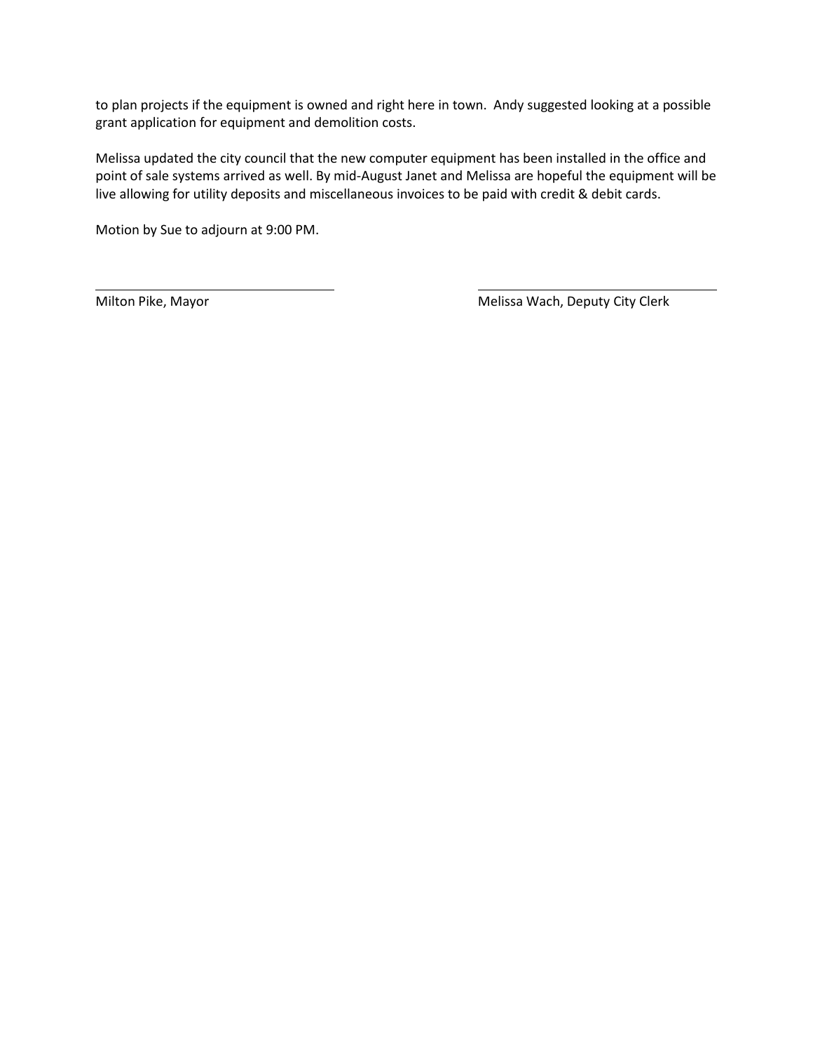to plan projects if the equipment is owned and right here in town. Andy suggested looking at a possible grant application for equipment and demolition costs.

Melissa updated the city council that the new computer equipment has been installed in the office and point of sale systems arrived as well. By mid-August Janet and Melissa are hopeful the equipment will be live allowing for utility deposits and miscellaneous invoices to be paid with credit & debit cards.

Motion by Sue to adjourn at 9:00 PM.

| | |
|---|---|
| Milton Pike, Mayor | Melissa Wach, Deputy City Clerk |